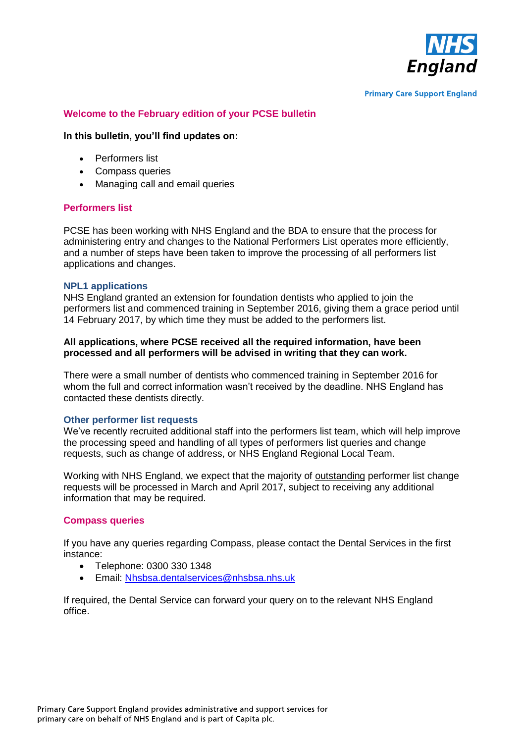NHS England

Primary Care Support England

## Welcome to the February edition of your PCSE bulletin

**In this bulletin, you'll find updates on:**

- Performers list
- Compass queries
- Managing call and email queries

## Performers list

PCSE has been working with NHS England and the BDA to ensure that the process for administering entry and changes to the National Performers List operates more efficiently, and a number of steps have been taken to improve the processing of all performers list applications and changes.

### NPL1 applications

NHS England granted an extension for foundation dentists who applied to join the performers list and commenced training in September 2016, giving them a grace period until 14 February 2017, by which time they must be added to the performers list.

**All applications, where PCSE received all the required information, have been processed and all performers will be advised in writing that they can work.**

There were a small number of dentists who commenced training in September 2016 for whom the full and correct information wasn't received by the deadline. NHS England has contacted these dentists directly.

### Other performer list requests

We've recently recruited additional staff into the performers list team, which will help improve the processing speed and handling of all types of performers list queries and change requests, such as change of address, or NHS England Regional Local Team.

Working with NHS England, we expect that the majority of outstanding performer list change requests will be processed in March and April 2017, subject to receiving any additional information that may be required.

## Compass queries

If you have any queries regarding Compass, please contact the Dental Services in the first instance:

- Telephone: 0300 330 1348
- Email: Nhsbsa.dentalservices@nhsbsa.nhs.uk

If required, the Dental Service can forward your query on to the relevant NHS England office.

Primary Care Support England provides administrative and support services for primary care on behalf of NHS England and is part of Capita plc.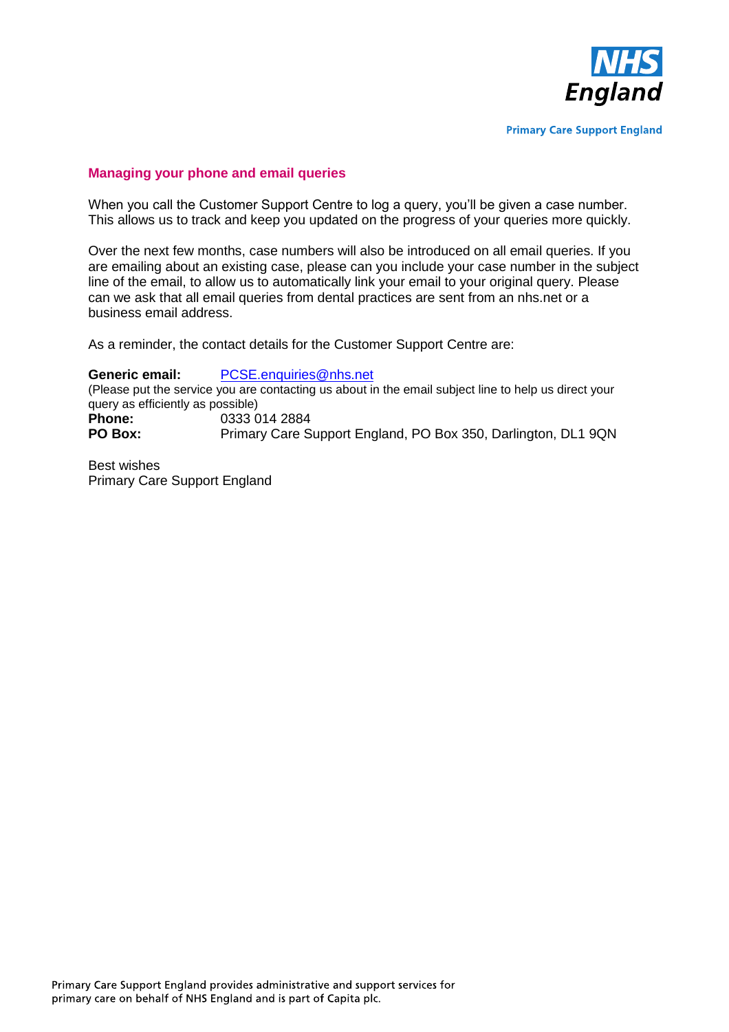## Managing your phone and email queries

When you call the Customer Support Centre to log a query, you'll be given a case number. This allows us to track and keep you updated on the progress of your queries more quickly.

Over the next few months, case numbers will also be introduced on all email queries. If you are emailing about an existing case, please can you include your case number in the subject line of the email, to allow us to automatically link your email to your original query. Please can we ask that all email queries from dental practices are sent from an nhs.net or a business email address.

As a reminder, the contact details for the Customer Support Centre are:

**Generic email:** PCSE.enquiries@nhs.net
(Please put the service you are contacting us about in the email subject line to help us direct your query as efficiently as possible)
**Phone:** 0333 014 2884
**PO Box:** Primary Care Support England, PO Box 350, Darlington, DL1 9QN

Best wishes
Primary Care Support England

Primary Care Support England provides administrative and support services for primary care on behalf of NHS England and is part of Capita plc.